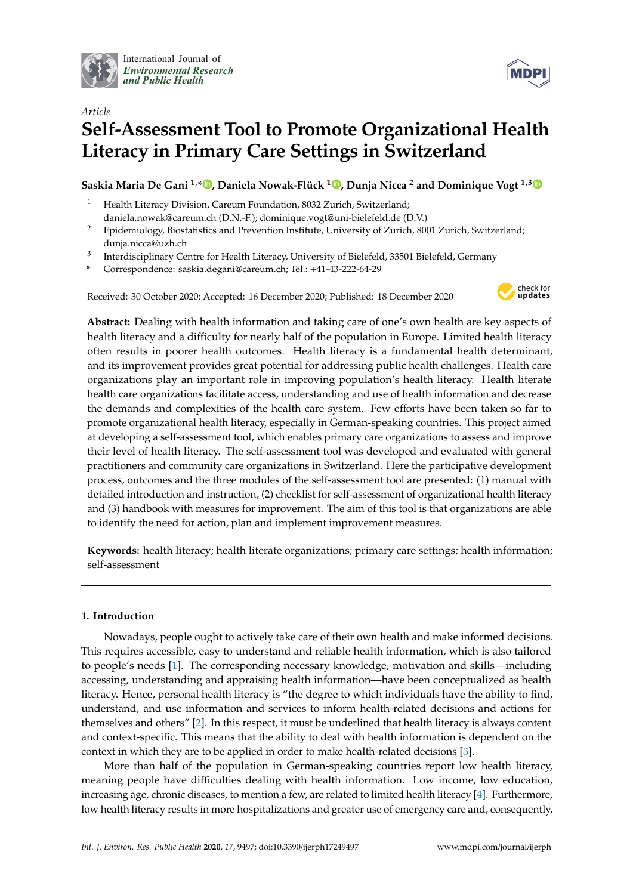International Journal of
*Environmental Research and Public Health*

*Article*

# Self-Assessment Tool to Promote Organizational Health Literacy in Primary Care Settings in Switzerland

**Saskia Maria De Gani [1,*], Daniela Nowak-Flück [1], Dunja Nicca [2] and Dominique Vogt [1,3]**

[1] Health Literacy Division, Careum Foundation, 8032 Zurich, Switzerland; daniela.nowak@careum.ch (D.N.-F.); dominique.vogt@uni-bielefeld.de (D.V.)

[2] Epidemiology, Biostatistics and Prevention Institute, University of Zurich, 8001 Zurich, Switzerland; dunja.nicca@uzh.ch

[3] Interdisciplinary Centre for Health Literacy, University of Bielefeld, 33501 Bielefeld, Germany

[*] Correspondence: saskia.degani@careum.ch; Tel.: +41-43-222-64-29

Received: 30 October 2020; Accepted: 16 December 2020; Published: 18 December 2020

**Abstract:** Dealing with health information and taking care of one's own health are key aspects of health literacy and a difficulty for nearly half of the population in Europe. Limited health literacy often results in poorer health outcomes. Health literacy is a fundamental health determinant, and its improvement provides great potential for addressing public health challenges. Health care organizations play an important role in improving population's health literacy. Health literate health care organizations facilitate access, understanding and use of health information and decrease the demands and complexities of the health care system. Few efforts have been taken so far to promote organizational health literacy, especially in German-speaking countries. This project aimed at developing a self-assessment tool, which enables primary care organizations to assess and improve their level of health literacy. The self-assessment tool was developed and evaluated with general practitioners and community care organizations in Switzerland. Here the participative development process, outcomes and the three modules of the self-assessment tool are presented: (1) manual with detailed introduction and instruction, (2) checklist for self-assessment of organizational health literacy and (3) handbook with measures for improvement. The aim of this tool is that organizations are able to identify the need for action, plan and implement improvement measures.

**Keywords:** health literacy; health literate organizations; primary care settings; health information; self-assessment

## 1. Introduction

Nowadays, people ought to actively take care of their own health and make informed decisions. This requires accessible, easy to understand and reliable health information, which is also tailored to people's needs [1]. The corresponding necessary knowledge, motivation and skills—including accessing, understanding and appraising health information—have been conceptualized as health literacy. Hence, personal health literacy is "the degree to which individuals have the ability to find, understand, and use information and services to inform health-related decisions and actions for themselves and others" [2]. In this respect, it must be underlined that health literacy is always content and context-specific. This means that the ability to deal with health information is dependent on the context in which they are to be applied in order to make health-related decisions [3].

More than half of the population in German-speaking countries report low health literacy, meaning people have difficulties dealing with health information. Low income, low education, increasing age, chronic diseases, to mention a few, are related to limited health literacy [4]. Furthermore, low health literacy results in more hospitalizations and greater use of emergency care and, consequently,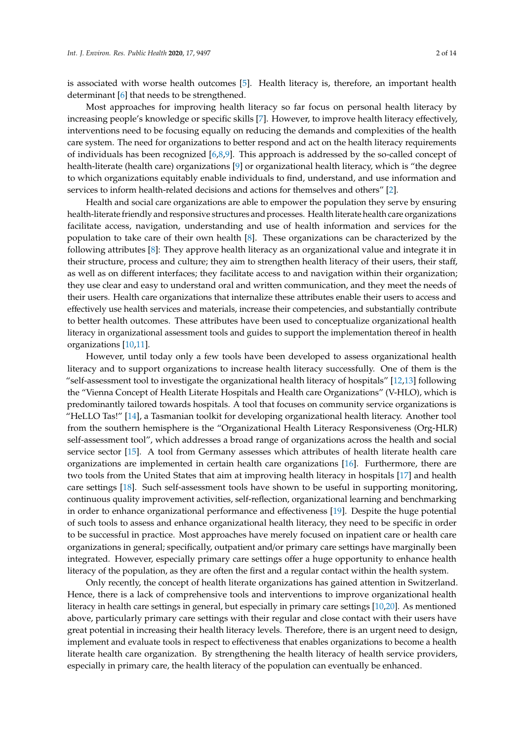is associated with worse health outcomes [5]. Health literacy is, therefore, an important health determinant [6] that needs to be strengthened.

Most approaches for improving health literacy so far focus on personal health literacy by increasing people's knowledge or specific skills [7]. However, to improve health literacy effectively, interventions need to be focusing equally on reducing the demands and complexities of the health care system. The need for organizations to better respond and act on the health literacy requirements of individuals has been recognized [6,8,9]. This approach is addressed by the so-called concept of health-literate (health care) organizations [9] or organizational health literacy, which is "the degree to which organizations equitably enable individuals to find, understand, and use information and services to inform health-related decisions and actions for themselves and others" [2].

Health and social care organizations are able to empower the population they serve by ensuring health-literate friendly and responsive structures and processes. Health literate health care organizations facilitate access, navigation, understanding and use of health information and services for the population to take care of their own health [8]. These organizations can be characterized by the following attributes [8]: They approve health literacy as an organizational value and integrate it in their structure, process and culture; they aim to strengthen health literacy of their users, their staff, as well as on different interfaces; they facilitate access to and navigation within their organization; they use clear and easy to understand oral and written communication, and they meet the needs of their users. Health care organizations that internalize these attributes enable their users to access and effectively use health services and materials, increase their competencies, and substantially contribute to better health outcomes. These attributes have been used to conceptualize organizational health literacy in organizational assessment tools and guides to support the implementation thereof in health organizations [10,11].

However, until today only a few tools have been developed to assess organizational health literacy and to support organizations to increase health literacy successfully. One of them is the "self-assessment tool to investigate the organizational health literacy of hospitals" [12,13] following the "Vienna Concept of Health Literate Hospitals and Health care Organizations" (V-HLO), which is predominantly tailored towards hospitals. A tool that focuses on community service organizations is "HeLLO Tas!" [14], a Tasmanian toolkit for developing organizational health literacy. Another tool from the southern hemisphere is the "Organizational Health Literacy Responsiveness (Org-HLR) self-assessment tool", which addresses a broad range of organizations across the health and social service sector [15]. A tool from Germany assesses which attributes of health literate health care organizations are implemented in certain health care organizations [16]. Furthermore, there are two tools from the United States that aim at improving health literacy in hospitals [17] and health care settings [18]. Such self-assessment tools have shown to be useful in supporting monitoring, continuous quality improvement activities, self-reflection, organizational learning and benchmarking in order to enhance organizational performance and effectiveness [19]. Despite the huge potential of such tools to assess and enhance organizational health literacy, they need to be specific in order to be successful in practice. Most approaches have merely focused on inpatient care or health care organizations in general; specifically, outpatient and/or primary care settings have marginally been integrated. However, especially primary care settings offer a huge opportunity to enhance health literacy of the population, as they are often the first and a regular contact within the health system.

Only recently, the concept of health literate organizations has gained attention in Switzerland. Hence, there is a lack of comprehensive tools and interventions to improve organizational health literacy in health care settings in general, but especially in primary care settings [10,20]. As mentioned above, particularly primary care settings with their regular and close contact with their users have great potential in increasing their health literacy levels. Therefore, there is an urgent need to design, implement and evaluate tools in respect to effectiveness that enables organizations to become a health literate health care organization. By strengthening the health literacy of health service providers, especially in primary care, the health literacy of the population can eventually be enhanced.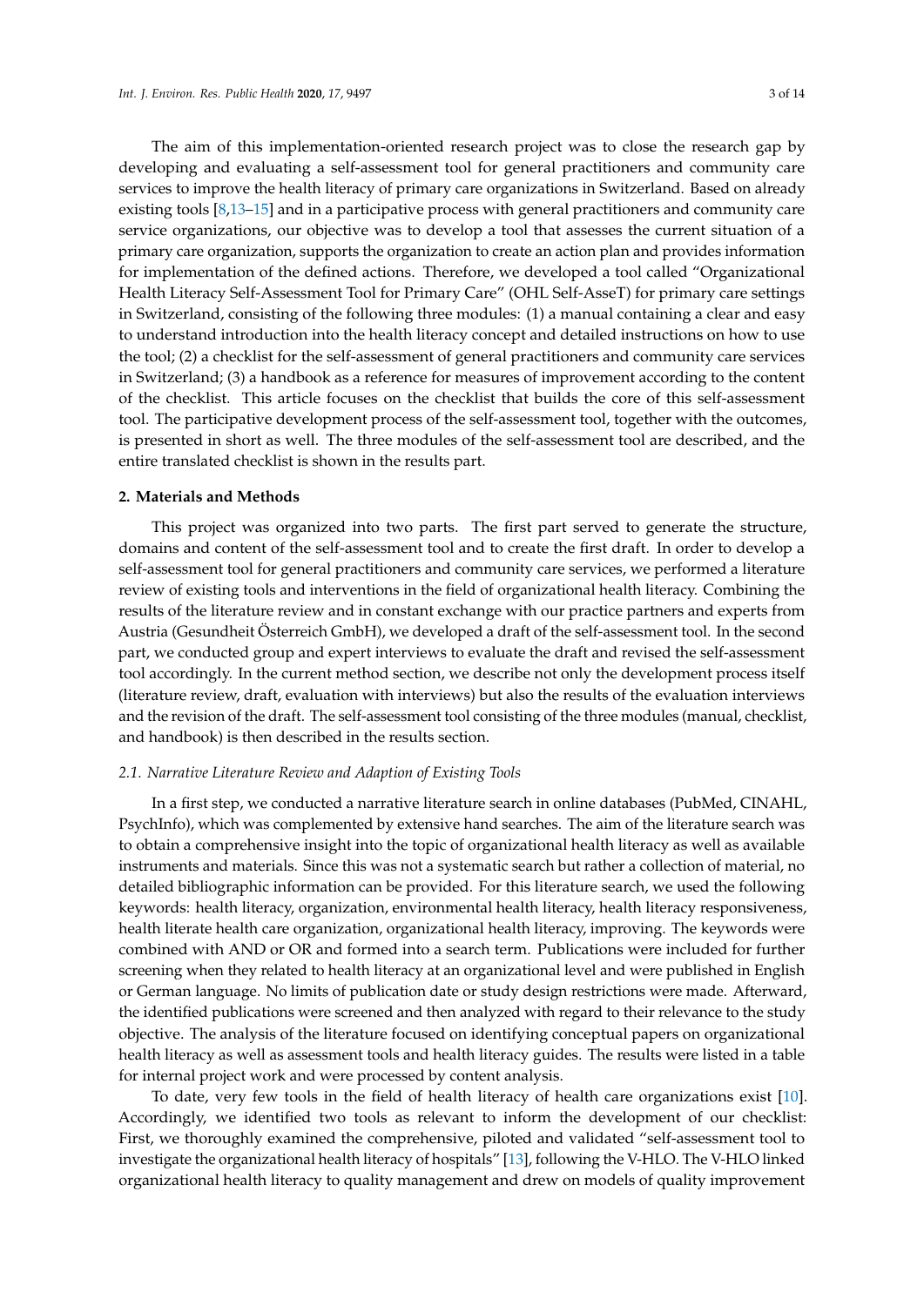The aim of this implementation-oriented research project was to close the research gap by developing and evaluating a self-assessment tool for general practitioners and community care services to improve the health literacy of primary care organizations in Switzerland. Based on already existing tools [8,13–15] and in a participative process with general practitioners and community care service organizations, our objective was to develop a tool that assesses the current situation of a primary care organization, supports the organization to create an action plan and provides information for implementation of the defined actions. Therefore, we developed a tool called "Organizational Health Literacy Self-Assessment Tool for Primary Care" (OHL Self-AsseT) for primary care settings in Switzerland, consisting of the following three modules: (1) a manual containing a clear and easy to understand introduction into the health literacy concept and detailed instructions on how to use the tool; (2) a checklist for the self-assessment of general practitioners and community care services in Switzerland; (3) a handbook as a reference for measures of improvement according to the content of the checklist. This article focuses on the checklist that builds the core of this self-assessment tool. The participative development process of the self-assessment tool, together with the outcomes, is presented in short as well. The three modules of the self-assessment tool are described, and the entire translated checklist is shown in the results part.

## 2. Materials and Methods

This project was organized into two parts. The first part served to generate the structure, domains and content of the self-assessment tool and to create the first draft. In order to develop a self-assessment tool for general practitioners and community care services, we performed a literature review of existing tools and interventions in the field of organizational health literacy. Combining the results of the literature review and in constant exchange with our practice partners and experts from Austria (Gesundheit Österreich GmbH), we developed a draft of the self-assessment tool. In the second part, we conducted group and expert interviews to evaluate the draft and revised the self-assessment tool accordingly. In the current method section, we describe not only the development process itself (literature review, draft, evaluation with interviews) but also the results of the evaluation interviews and the revision of the draft. The self-assessment tool consisting of the three modules (manual, checklist, and handbook) is then described in the results section.

### *2.1. Narrative Literature Review and Adaption of Existing Tools*

In a first step, we conducted a narrative literature search in online databases (PubMed, CINAHL, PsychInfo), which was complemented by extensive hand searches. The aim of the literature search was to obtain a comprehensive insight into the topic of organizational health literacy as well as available instruments and materials. Since this was not a systematic search but rather a collection of material, no detailed bibliographic information can be provided. For this literature search, we used the following keywords: health literacy, organization, environmental health literacy, health literacy responsiveness, health literate health care organization, organizational health literacy, improving. The keywords were combined with AND or OR and formed into a search term. Publications were included for further screening when they related to health literacy at an organizational level and were published in English or German language. No limits of publication date or study design restrictions were made. Afterward, the identified publications were screened and then analyzed with regard to their relevance to the study objective. The analysis of the literature focused on identifying conceptual papers on organizational health literacy as well as assessment tools and health literacy guides. The results were listed in a table for internal project work and were processed by content analysis.

To date, very few tools in the field of health literacy of health care organizations exist [10]. Accordingly, we identified two tools as relevant to inform the development of our checklist: First, we thoroughly examined the comprehensive, piloted and validated "self-assessment tool to investigate the organizational health literacy of hospitals" [13], following the V-HLO. The V-HLO linked organizational health literacy to quality management and drew on models of quality improvement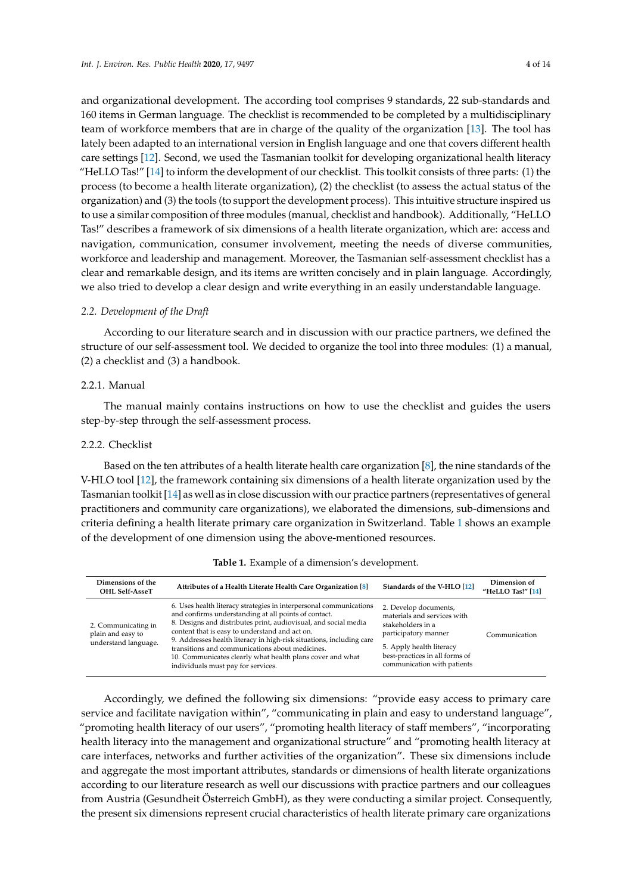and organizational development. The according tool comprises 9 standards, 22 sub-standards and 160 items in German language. The checklist is recommended to be completed by a multidisciplinary team of workforce members that are in charge of the quality of the organization [13]. The tool has lately been adapted to an international version in English language and one that covers different health care settings [12]. Second, we used the Tasmanian toolkit for developing organizational health literacy "HeLLO Tas!" [14] to inform the development of our checklist. This toolkit consists of three parts: (1) the process (to become a health literate organization), (2) the checklist (to assess the actual status of the organization) and (3) the tools (to support the development process). This intuitive structure inspired us to use a similar composition of three modules (manual, checklist and handbook). Additionally, "HeLLO Tas!" describes a framework of six dimensions of a health literate organization, which are: access and navigation, communication, consumer involvement, meeting the needs of diverse communities, workforce and leadership and management. Moreover, the Tasmanian self-assessment checklist has a clear and remarkable design, and its items are written concisely and in plain language. Accordingly, we also tried to develop a clear design and write everything in an easily understandable language.

### *2.2. Development of the Draft*

According to our literature search and in discussion with our practice partners, we defined the structure of our self-assessment tool. We decided to organize the tool into three modules: (1) a manual, (2) a checklist and (3) a handbook.

#### 2.2.1. Manual

The manual mainly contains instructions on how to use the checklist and guides the users step-by-step through the self-assessment process.

#### 2.2.2. Checklist

Based on the ten attributes of a health literate health care organization [8], the nine standards of the V-HLO tool [12], the framework containing six dimensions of a health literate organization used by the Tasmanian toolkit [14] as well as in close discussion with our practice partners (representatives of general practitioners and community care organizations), we elaborated the dimensions, sub-dimensions and criteria defining a health literate primary care organization in Switzerland. Table 1 shows an example of the development of one dimension using the above-mentioned resources.

**Table 1.** Example of a dimension's development.

| Dimensions of the OHL Self-AsseT | Attributes of a Health Literate Health Care Organization [8] | Standards of the V-HLO [12] | Dimension of "HeLLO Tas!" [14] |
| --- | --- | --- | --- |
| 2. Communicating in plain and easy to understand language. | 6. Uses health literacy strategies in interpersonal communications and confirms understanding at all points of contact.<br>8. Designs and distributes print, audiovisual, and social media content that is easy to understand and act on.<br>9. Addresses health literacy in high-risk situations, including care transitions and communications about medicines.<br>10. Communicates clearly what health plans cover and what individuals must pay for services. | 2. Develop documents, materials and services with stakeholders in a participatory manner<br>5. Apply health literacy best-practices in all forms of communication with patients | Communication |

Accordingly, we defined the following six dimensions: "provide easy access to primary care service and facilitate navigation within", "communicating in plain and easy to understand language", "promoting health literacy of our users", "promoting health literacy of staff members", "incorporating health literacy into the management and organizational structure" and "promoting health literacy at care interfaces, networks and further activities of the organization". These six dimensions include and aggregate the most important attributes, standards or dimensions of health literate organizations according to our literature research as well our discussions with practice partners and our colleagues from Austria (Gesundheit Österreich GmbH), as they were conducting a similar project. Consequently, the present six dimensions represent crucial characteristics of health literate primary care organizations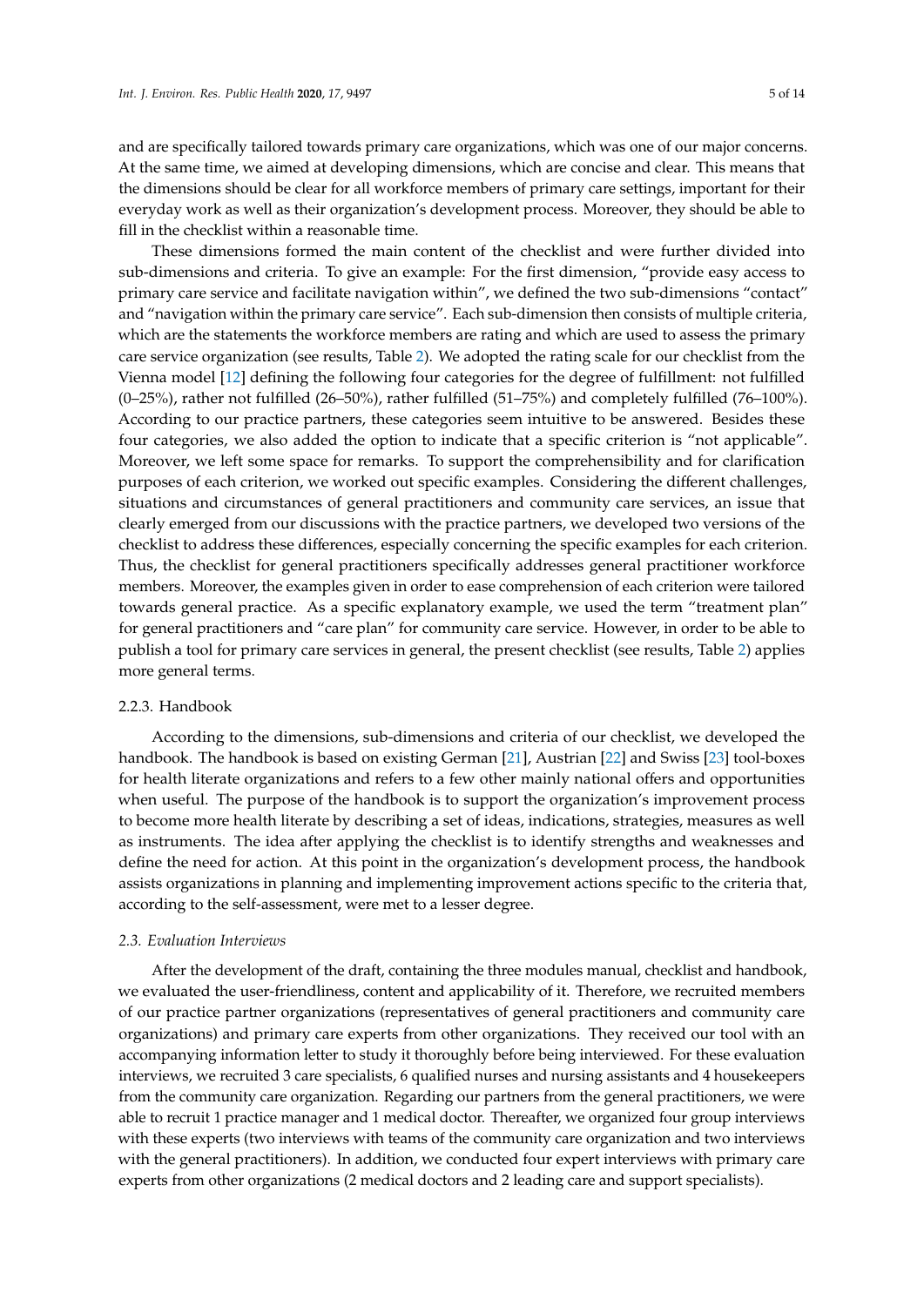and are specifically tailored towards primary care organizations, which was one of our major concerns. At the same time, we aimed at developing dimensions, which are concise and clear. This means that the dimensions should be clear for all workforce members of primary care settings, important for their everyday work as well as their organization's development process. Moreover, they should be able to fill in the checklist within a reasonable time.

These dimensions formed the main content of the checklist and were further divided into sub-dimensions and criteria. To give an example: For the first dimension, "provide easy access to primary care service and facilitate navigation within", we defined the two sub-dimensions "contact" and "navigation within the primary care service". Each sub-dimension then consists of multiple criteria, which are the statements the workforce members are rating and which are used to assess the primary care service organization (see results, Table 2). We adopted the rating scale for our checklist from the Vienna model [12] defining the following four categories for the degree of fulfillment: not fulfilled (0–25%), rather not fulfilled (26–50%), rather fulfilled (51–75%) and completely fulfilled (76–100%). According to our practice partners, these categories seem intuitive to be answered. Besides these four categories, we also added the option to indicate that a specific criterion is "not applicable". Moreover, we left some space for remarks. To support the comprehensibility and for clarification purposes of each criterion, we worked out specific examples. Considering the different challenges, situations and circumstances of general practitioners and community care services, an issue that clearly emerged from our discussions with the practice partners, we developed two versions of the checklist to address these differences, especially concerning the specific examples for each criterion. Thus, the checklist for general practitioners specifically addresses general practitioner workforce members. Moreover, the examples given in order to ease comprehension of each criterion were tailored towards general practice. As a specific explanatory example, we used the term "treatment plan" for general practitioners and "care plan" for community care service. However, in order to be able to publish a tool for primary care services in general, the present checklist (see results, Table 2) applies more general terms.

#### 2.2.3. Handbook

According to the dimensions, sub-dimensions and criteria of our checklist, we developed the handbook. The handbook is based on existing German [21], Austrian [22] and Swiss [23] tool-boxes for health literate organizations and refers to a few other mainly national offers and opportunities when useful. The purpose of the handbook is to support the organization's improvement process to become more health literate by describing a set of ideas, indications, strategies, measures as well as instruments. The idea after applying the checklist is to identify strengths and weaknesses and define the need for action. At this point in the organization's development process, the handbook assists organizations in planning and implementing improvement actions specific to the criteria that, according to the self-assessment, were met to a lesser degree.

### *2.3. Evaluation Interviews*

After the development of the draft, containing the three modules manual, checklist and handbook, we evaluated the user-friendliness, content and applicability of it. Therefore, we recruited members of our practice partner organizations (representatives of general practitioners and community care organizations) and primary care experts from other organizations. They received our tool with an accompanying information letter to study it thoroughly before being interviewed. For these evaluation interviews, we recruited 3 care specialists, 6 qualified nurses and nursing assistants and 4 housekeepers from the community care organization. Regarding our partners from the general practitioners, we were able to recruit 1 practice manager and 1 medical doctor. Thereafter, we organized four group interviews with these experts (two interviews with teams of the community care organization and two interviews with the general practitioners). In addition, we conducted four expert interviews with primary care experts from other organizations (2 medical doctors and 2 leading care and support specialists).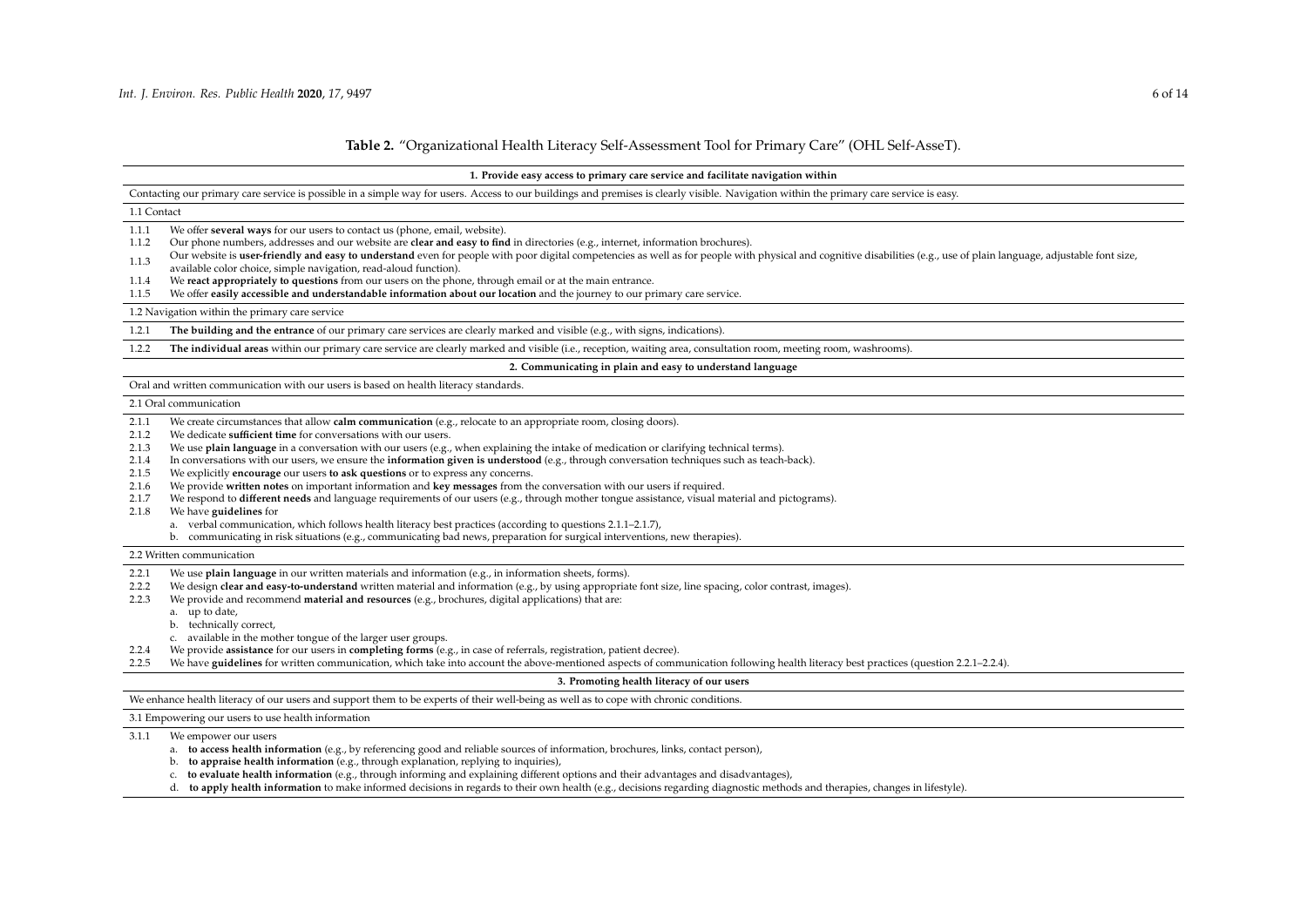**Table 2.** "Organizational Health Literacy Self-Assessment Tool for Primary Care" (OHL Self-AsseT).

**1. Provide easy access to primary care service and facilitate navigation within**

Contacting our primary care service is possible in a simple way for users. Access to our buildings and premises is clearly visible. Navigation within the primary care service is easy.

1.1 Contact

- 1.1.1 We offer **several ways** for our users to contact us (phone, email, website).
- 1.1.2 Our phone numbers, addresses and our website are **clear and easy to find** in directories (e.g., internet, information brochures).
- 1.1.3 Our website is **user-friendly and easy to understand** even for people with poor digital competencies as well as for people with physical and cognitive disabilities (e.g., use of plain language, adjustable font size, available color choice, simple navigation, read-aloud function).
- 1.1.4 We **react appropriately to questions** from our users on the phone, through email or at the main entrance.
- 1.1.5 We offer **easily accessible and understandable information about our location** and the journey to our primary care service.

1.2 Navigation within the primary care service

- 1.2.1 **The building and the entrance** of our primary care services are clearly marked and visible (e.g., with signs, indications).
- 1.2.2 **The individual areas** within our primary care service are clearly marked and visible (i.e., reception, waiting area, consultation room, meeting room, washrooms).

**2. Communicating in plain and easy to understand language**

Oral and written communication with our users is based on health literacy standards.

2.1 Oral communication

- 2.1.1 We create circumstances that allow **calm communication** (e.g., relocate to an appropriate room, closing doors).
- 2.1.2 We dedicate **sufficient time** for conversations with our users.
- 2.1.3 We use **plain language** in a conversation with our users (e.g., when explaining the intake of medication or clarifying technical terms).
- 2.1.4 In conversations with our users, we ensure the **information given is understood** (e.g., through conversation techniques such as teach-back).
- 2.1.5 We explicitly **encourage** our users **to ask questions** or to express any concerns.
- 2.1.6 We provide **written notes** on important information and **key messages** from the conversation with our users if required.
- 2.1.7 We respond to **different needs** and language requirements of our users (e.g., through mother tongue assistance, visual material and pictograms).
- 2.1.8 We have **guidelines** for
  - a. verbal communication, which follows health literacy best practices (according to questions 2.1.1–2.1.7),
  - b. communicating in risk situations (e.g., communicating bad news, preparation for surgical interventions, new therapies).

2.2 Written communication

- 2.2.1 We use **plain language** in our written materials and information (e.g., in information sheets, forms).
- 2.2.2 We design **clear and easy-to-understand** written material and information (e.g., by using appropriate font size, line spacing, color contrast, images).
- 2.2.3 We provide and recommend **material and resources** (e.g., brochures, digital applications) that are:
  - a. up to date,
  - b. technically correct,
  - c. available in the mother tongue of the larger user groups.
- 2.2.4 We provide **assistance** for our users in **completing forms** (e.g., in case of referrals, registration, patient decree).
- 2.2.5 We have **guidelines** for written communication, which take into account the above-mentioned aspects of communication following health literacy best practices (question 2.2.1–2.2.4).

**3. Promoting health literacy of our users**

We enhance health literacy of our users and support them to be experts of their well-being as well as to cope with chronic conditions.

3.1 Empowering our users to use health information

- 3.1.1 We empower our users
  - a. **to access health information** (e.g., by referencing good and reliable sources of information, brochures, links, contact person),
  - b. **to appraise health information** (e.g., through explanation, replying to inquiries),
  - c. **to evaluate health information** (e.g., through informing and explaining different options and their advantages and disadvantages),
  - d. **to apply health information** to make informed decisions in regards to their own health (e.g., decisions regarding diagnostic methods and therapies, changes in lifestyle).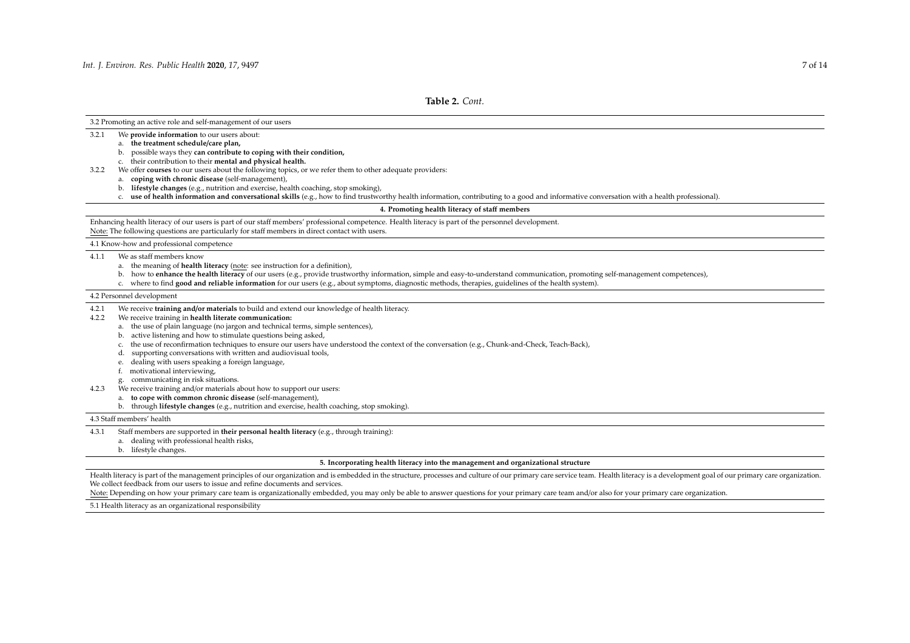**Table 2.** *Cont.*

3.2 Promoting an active role and self-management of our users

3.2.1 We **provide information** to our users about:

- a. **the treatment schedule/care plan,**
- b. possible ways they **can contribute to coping with their condition,**
- c. their contribution to their **mental and physical health.**

3.2.2 We offer **courses** to our users about the following topics, or we refer them to other adequate providers:

- a. **coping with chronic disease** (self-management),
- b. **lifestyle changes** (e.g., nutrition and exercise, health coaching, stop smoking),
- c. **use of health information and conversational skills** (e.g., how to find trustworthy health information, contributing to a good and informative conversation with a health professional).

**4. Promoting health literacy of staff members**

Enhancing health literacy of our users is part of our staff members' professional competence. Health literacy is part of the personnel development.
Note: The following questions are particularly for staff members in direct contact with users.

4.1 Know-how and professional competence

4.1.1 We as staff members know

- a. the meaning of **health literacy** (note: see instruction for a definition),
- b. how to **enhance the health literacy** of our users (e.g., provide trustworthy information, simple and easy-to-understand communication, promoting self-management competences),
- c. where to find **good and reliable information** for our users (e.g., about symptoms, diagnostic methods, therapies, guidelines of the health system).

4.2 Personnel development

4.2.1 We receive **training and/or materials** to build and extend our knowledge of health literacy.

4.2.2 We receive training in **health literate communication:**

- a. the use of plain language (no jargon and technical terms, simple sentences),
- b. active listening and how to stimulate questions being asked,
- c. the use of reconfirmation techniques to ensure our users have understood the context of the conversation (e.g., Chunk-and-Check, Teach-Back),
- d. supporting conversations with written and audiovisual tools,
- e. dealing with users speaking a foreign language,
- f. motivational interviewing,
- g. communicating in risk situations.

4.2.3 We receive training and/or materials about how to support our users:

- a. **to cope with common chronic disease** (self-management),
- b. through **lifestyle changes** (e.g., nutrition and exercise, health coaching, stop smoking).

4.3 Staff members' health

4.3.1 Staff members are supported in **their personal health literacy** (e.g., through training):

- a. dealing with professional health risks,
- b. lifestyle changes.

**5. Incorporating health literacy into the management and organizational structure**

Health literacy is part of the management principles of our organization and is embedded in the structure, processes and culture of our primary care service team. Health literacy is a development goal of our primary care organization. We collect feedback from our users to issue and refine documents and services.
Note: Depending on how your primary care team is organizationally embedded, you may only be able to answer questions for your primary care team and/or also for your primary care organization.

5.1 Health literacy as an organizational responsibility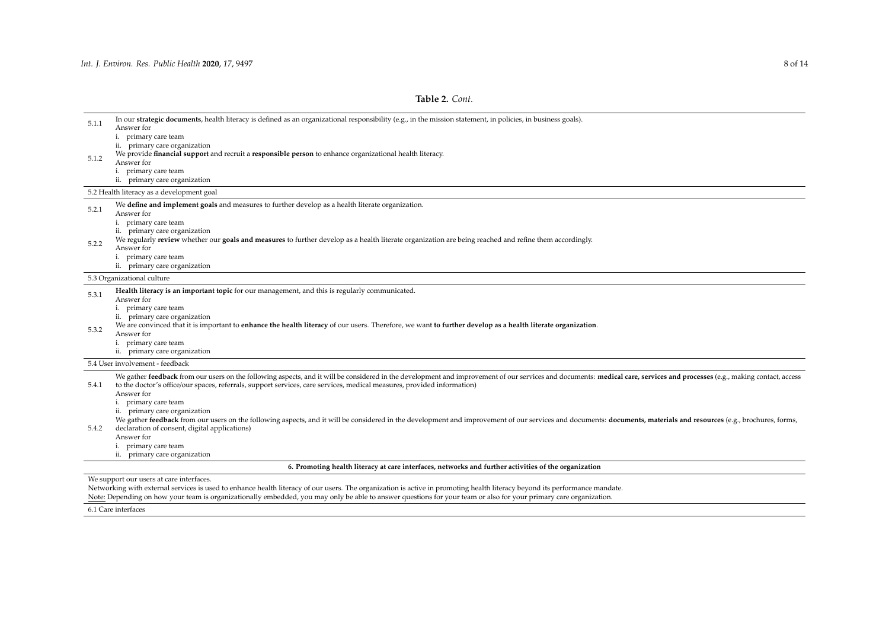**Table 2.** *Cont.*

| | |
|---|---|
| 5.1.1 | In our **strategic documents**, health literacy is defined as an organizational responsibility (e.g., in the mission statement, in policies, in business goals).<br>Answer for<br>i. primary care team<br>ii. primary care organization |
| 5.1.2 | We provide **financial support** and recruit a **responsible person** to enhance organizational health literacy.<br>Answer for<br>i. primary care team<br>ii. primary care organization |
| 5.2 Health literacy as a development goal | |
| 5.2.1 | We **define and implement goals** and measures to further develop as a health literate organization.<br>Answer for<br>i. primary care team<br>ii. primary care organization |
| 5.2.2 | We regularly **review** whether our **goals and measures** to further develop as a health literate organization are being reached and refine them accordingly.<br>Answer for<br>i. primary care team<br>ii. primary care organization |
| 5.3 Organizational culture | |
| 5.3.1 | **Health literacy is an important topic** for our management, and this is regularly communicated.<br>Answer for<br>i. primary care team<br>ii. primary care organization |
| 5.3.2 | We are convinced that it is important to **enhance the health literacy** of our users. Therefore, we want **to further develop as a health literate organization**.<br>Answer for<br>i. primary care team<br>ii. primary care organization |
| 5.4 User involvement - feedback | |
| 5.4.1 | We gather **feedback** from our users on the following aspects, and it will be considered in the development and improvement of our services and documents: **medical care, services and processes** (e.g., making contact, access to the doctor's office/our spaces, referrals, support services, care services, medical measures, provided information)<br>Answer for<br>i. primary care team<br>ii. primary care organization |
| 5.4.2 | We gather **feedback** from our users on the following aspects, and it will be considered in the development and improvement of our services and documents: **documents, materials and resources** (e.g., brochures, forms, declaration of consent, digital applications)<br>Answer for<br>i. primary care team<br>ii. primary care organization |
| **6. Promoting health literacy at care interfaces, networks and further activities of the organization** | |
| We support our users at care interfaces.<br>Networking with external services is used to enhance health literacy of our users. The organization is active in promoting health literacy beyond its performance mandate.<br>Note: Depending on how your team is organizationally embedded, you may only be able to answer questions for your team or also for your primary care organization. | |
| 6.1 Care interfaces | |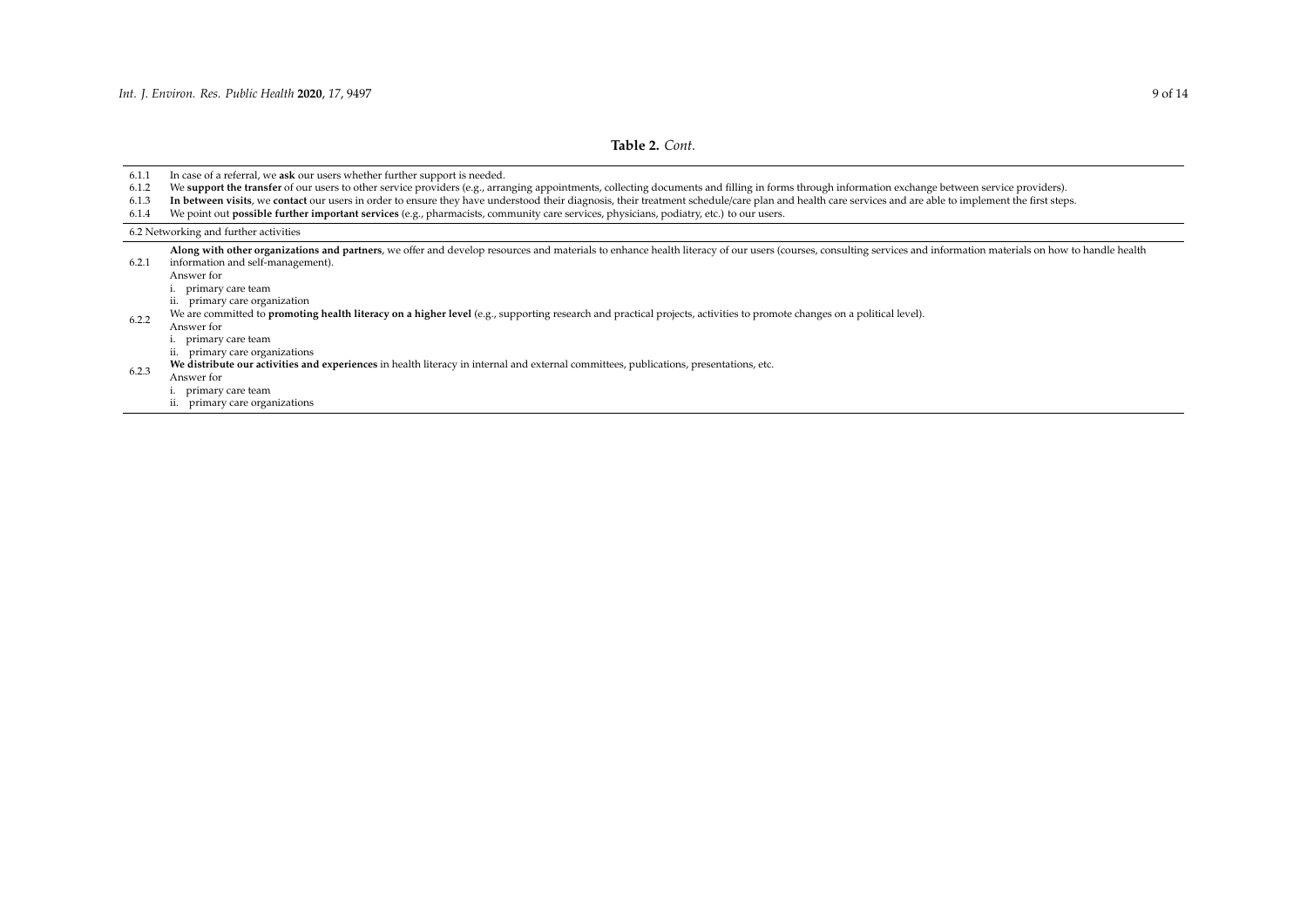**Table 2.** *Cont.*

| | |
|---|---|
| 6.1.1 | In case of a referral, we **ask** our users whether further support is needed. |
| 6.1.2 | We **support the transfer** of our users to other service providers (e.g., arranging appointments, collecting documents and filling in forms through information exchange between service providers). |
| 6.1.3 | **In between visits**, we **contact** our users in order to ensure they have understood their diagnosis, their treatment schedule/care plan and health care services and are able to implement the first steps. |
| 6.1.4 | We point out **possible further important services** (e.g., pharmacists, community care services, physicians, podiatry, etc.) to our users. |
| 6.2 Networking and further activities | |
| 6.2.1 | **Along with other organizations and partners**, we offer and develop resources and materials to enhance health literacy of our users (courses, consulting services and information materials on how to handle health information and self-management).<br>Answer for<br>i. primary care team<br>ii. primary care organization |
| 6.2.2 | We are committed to **promoting health literacy on a higher level** (e.g., supporting research and practical projects, activities to promote changes on a political level).<br>Answer for<br>i. primary care team<br>ii. primary care organizations |
| 6.2.3 | **We distribute our activities and experiences** in health literacy in internal and external committees, publications, presentations, etc.<br>Answer for<br>i. primary care team<br>ii. primary care organizations |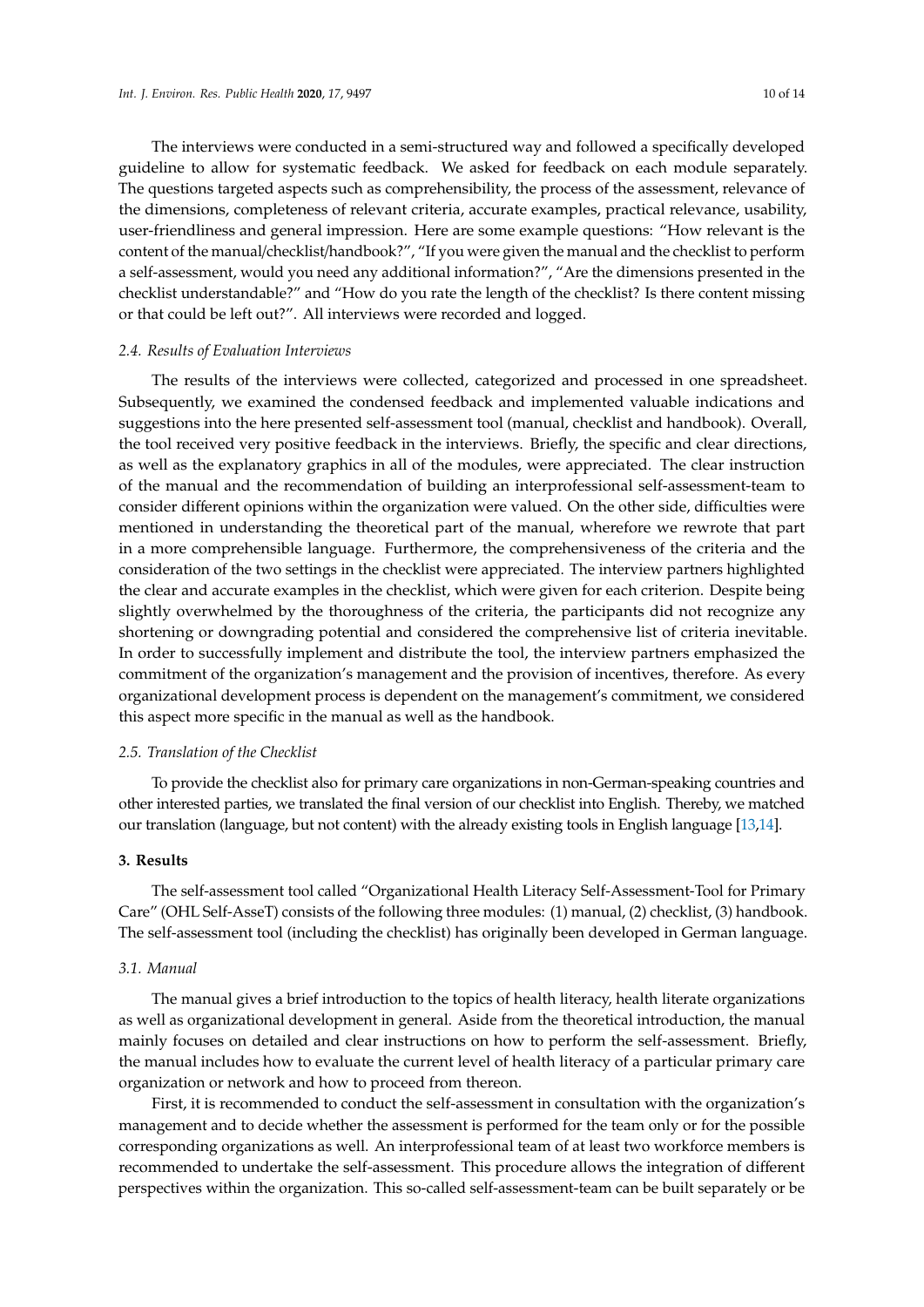The interviews were conducted in a semi-structured way and followed a specifically developed guideline to allow for systematic feedback. We asked for feedback on each module separately. The questions targeted aspects such as comprehensibility, the process of the assessment, relevance of the dimensions, completeness of relevant criteria, accurate examples, practical relevance, usability, user-friendliness and general impression. Here are some example questions: "How relevant is the content of the manual/checklist/handbook?", "If you were given the manual and the checklist to perform a self-assessment, would you need any additional information?", "Are the dimensions presented in the checklist understandable?" and "How do you rate the length of the checklist? Is there content missing or that could be left out?". All interviews were recorded and logged.

### *2.4. Results of Evaluation Interviews*

The results of the interviews were collected, categorized and processed in one spreadsheet. Subsequently, we examined the condensed feedback and implemented valuable indications and suggestions into the here presented self-assessment tool (manual, checklist and handbook). Overall, the tool received very positive feedback in the interviews. Briefly, the specific and clear directions, as well as the explanatory graphics in all of the modules, were appreciated. The clear instruction of the manual and the recommendation of building an interprofessional self-assessment-team to consider different opinions within the organization were valued. On the other side, difficulties were mentioned in understanding the theoretical part of the manual, wherefore we rewrote that part in a more comprehensible language. Furthermore, the comprehensiveness of the criteria and the consideration of the two settings in the checklist were appreciated. The interview partners highlighted the clear and accurate examples in the checklist, which were given for each criterion. Despite being slightly overwhelmed by the thoroughness of the criteria, the participants did not recognize any shortening or downgrading potential and considered the comprehensive list of criteria inevitable. In order to successfully implement and distribute the tool, the interview partners emphasized the commitment of the organization's management and the provision of incentives, therefore. As every organizational development process is dependent on the management's commitment, we considered this aspect more specific in the manual as well as the handbook.

### *2.5. Translation of the Checklist*

To provide the checklist also for primary care organizations in non-German-speaking countries and other interested parties, we translated the final version of our checklist into English. Thereby, we matched our translation (language, but not content) with the already existing tools in English language [13,14].

## **3. Results**

The self-assessment tool called "Organizational Health Literacy Self-Assessment-Tool for Primary Care" (OHL Self-AsseT) consists of the following three modules: (1) manual, (2) checklist, (3) handbook. The self-assessment tool (including the checklist) has originally been developed in German language.

### *3.1. Manual*

The manual gives a brief introduction to the topics of health literacy, health literate organizations as well as organizational development in general. Aside from the theoretical introduction, the manual mainly focuses on detailed and clear instructions on how to perform the self-assessment. Briefly, the manual includes how to evaluate the current level of health literacy of a particular primary care organization or network and how to proceed from thereon.

First, it is recommended to conduct the self-assessment in consultation with the organization's management and to decide whether the assessment is performed for the team only or for the possible corresponding organizations as well. An interprofessional team of at least two workforce members is recommended to undertake the self-assessment. This procedure allows the integration of different perspectives within the organization. This so-called self-assessment-team can be built separately or be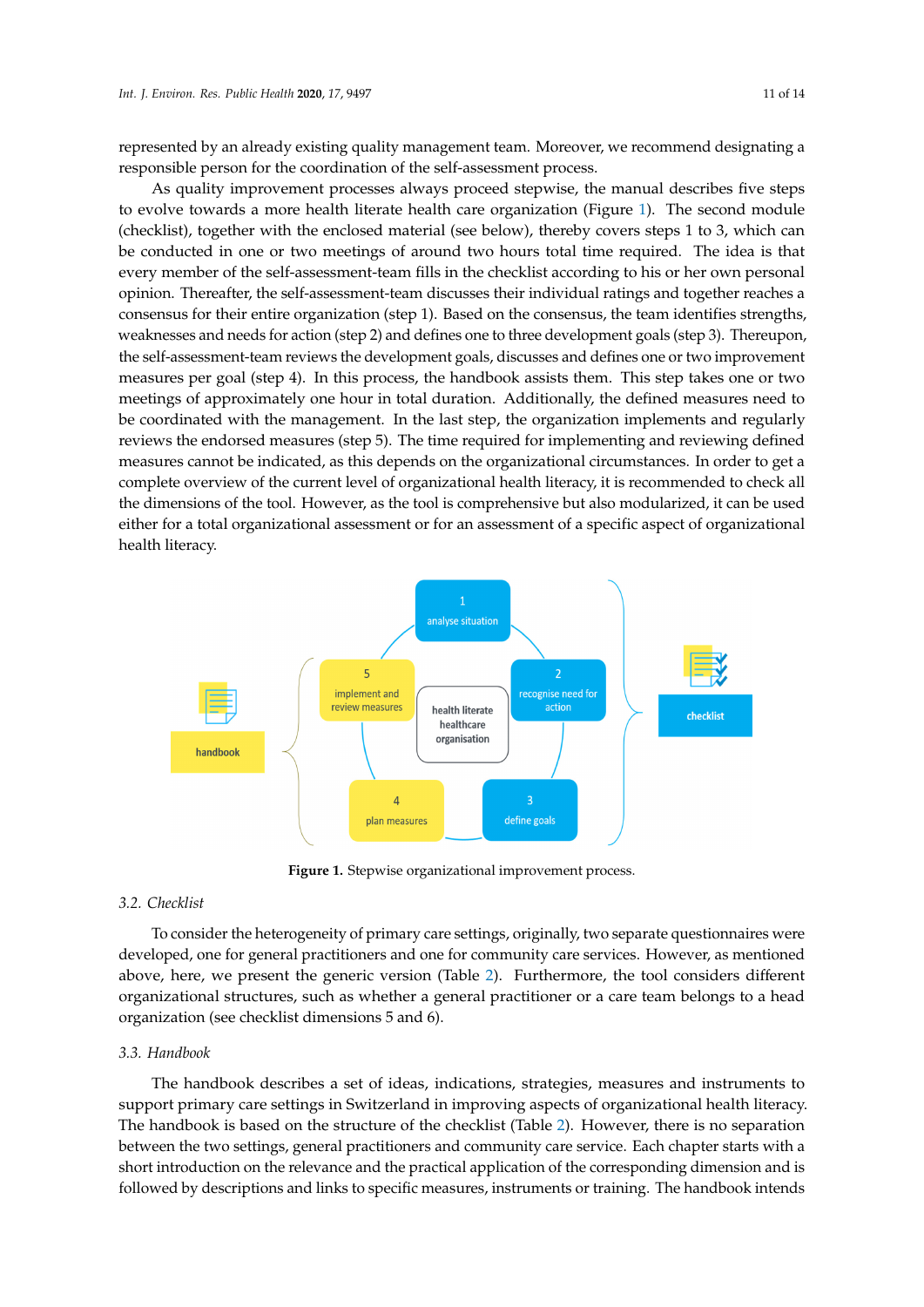represented by an already existing quality management team. Moreover, we recommend designating a responsible person for the coordination of the self-assessment process.

As quality improvement processes always proceed stepwise, the manual describes five steps to evolve towards a more health literate health care organization (Figure 1). The second module (checklist), together with the enclosed material (see below), thereby covers steps 1 to 3, which can be conducted in one or two meetings of around two hours total time required. The idea is that every member of the self-assessment-team fills in the checklist according to his or her own personal opinion. Thereafter, the self-assessment-team discusses their individual ratings and together reaches a consensus for their entire organization (step 1). Based on the consensus, the team identifies strengths, weaknesses and needs for action (step 2) and defines one to three development goals (step 3). Thereupon, the self-assessment-team reviews the development goals, discusses and defines one or two improvement measures per goal (step 4). In this process, the handbook assists them. This step takes one or two meetings of approximately one hour in total duration. Additionally, the defined measures need to be coordinated with the management. In the last step, the organization implements and regularly reviews the endorsed measures (step 5). The time required for implementing and reviewing defined measures cannot be indicated, as this depends on the organizational circumstances. In order to get a complete overview of the current level of organizational health literacy, it is recommended to check all the dimensions of the tool. However, as the tool is comprehensive but also modularized, it can be used either for a total organizational assessment or for an assessment of a specific aspect of organizational health literacy.

**Figure 1.** Stepwise organizational improvement process.

### 3.2. Checklist

To consider the heterogeneity of primary care settings, originally, two separate questionnaires were developed, one for general practitioners and one for community care services. However, as mentioned above, here, we present the generic version (Table 2). Furthermore, the tool considers different organizational structures, such as whether a general practitioner or a care team belongs to a head organization (see checklist dimensions 5 and 6).

### 3.3. Handbook

The handbook describes a set of ideas, indications, strategies, measures and instruments to support primary care settings in Switzerland in improving aspects of organizational health literacy. The handbook is based on the structure of the checklist (Table 2). However, there is no separation between the two settings, general practitioners and community care service. Each chapter starts with a short introduction on the relevance and the practical application of the corresponding dimension and is followed by descriptions and links to specific measures, instruments or training. The handbook intends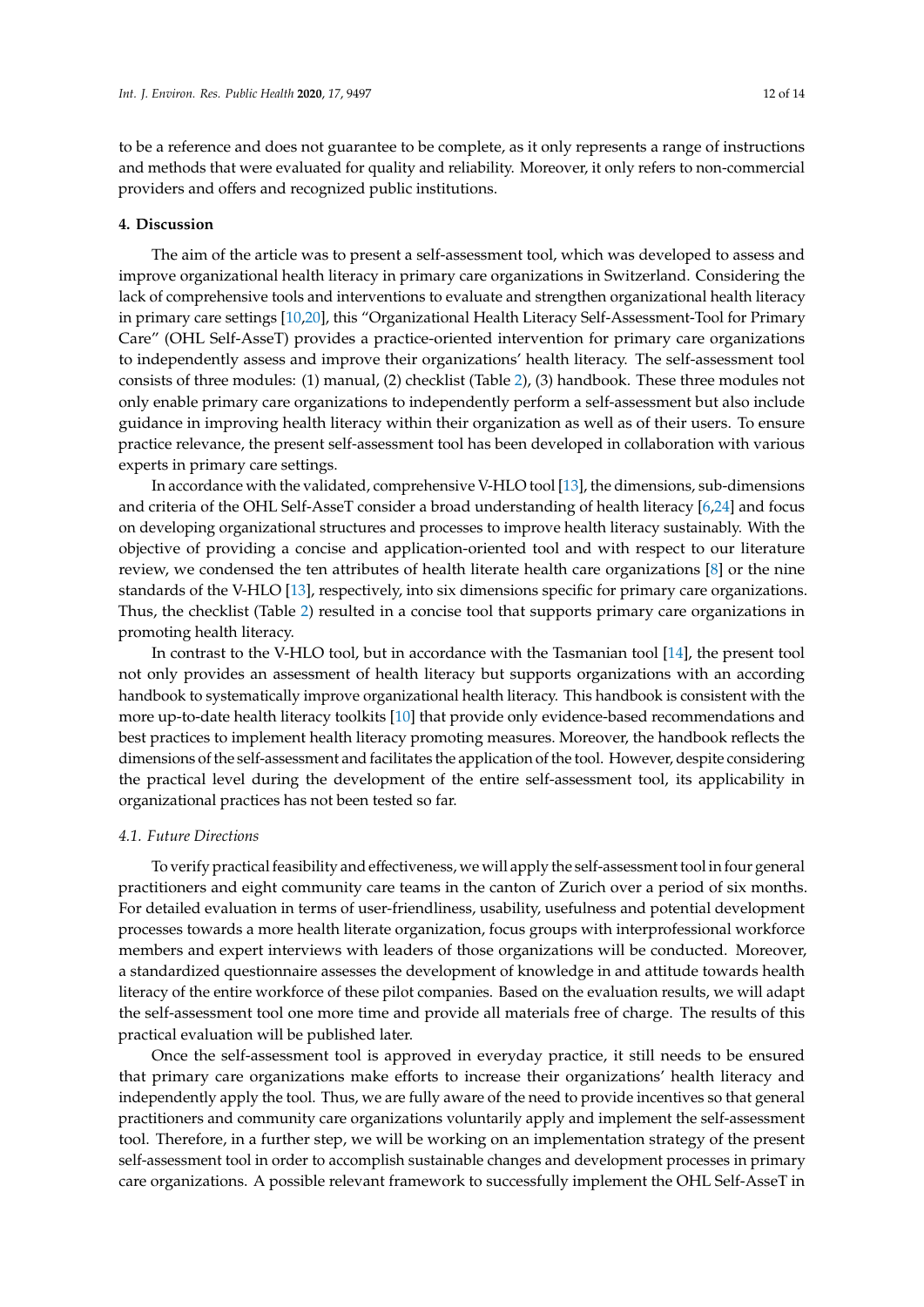to be a reference and does not guarantee to be complete, as it only represents a range of instructions and methods that were evaluated for quality and reliability. Moreover, it only refers to non-commercial providers and offers and recognized public institutions.

## 4. Discussion

The aim of the article was to present a self-assessment tool, which was developed to assess and improve organizational health literacy in primary care organizations in Switzerland. Considering the lack of comprehensive tools and interventions to evaluate and strengthen organizational health literacy in primary care settings [10,20], this "Organizational Health Literacy Self-Assessment-Tool for Primary Care" (OHL Self-AsseT) provides a practice-oriented intervention for primary care organizations to independently assess and improve their organizations' health literacy. The self-assessment tool consists of three modules: (1) manual, (2) checklist (Table 2), (3) handbook. These three modules not only enable primary care organizations to independently perform a self-assessment but also include guidance in improving health literacy within their organization as well as of their users. To ensure practice relevance, the present self-assessment tool has been developed in collaboration with various experts in primary care settings.

In accordance with the validated, comprehensive V-HLO tool [13], the dimensions, sub-dimensions and criteria of the OHL Self-AsseT consider a broad understanding of health literacy [6,24] and focus on developing organizational structures and processes to improve health literacy sustainably. With the objective of providing a concise and application-oriented tool and with respect to our literature review, we condensed the ten attributes of health literate health care organizations [8] or the nine standards of the V-HLO [13], respectively, into six dimensions specific for primary care organizations. Thus, the checklist (Table 2) resulted in a concise tool that supports primary care organizations in promoting health literacy.

In contrast to the V-HLO tool, but in accordance with the Tasmanian tool [14], the present tool not only provides an assessment of health literacy but supports organizations with an according handbook to systematically improve organizational health literacy. This handbook is consistent with the more up-to-date health literacy toolkits [10] that provide only evidence-based recommendations and best practices to implement health literacy promoting measures. Moreover, the handbook reflects the dimensions of the self-assessment and facilitates the application of the tool. However, despite considering the practical level during the development of the entire self-assessment tool, its applicability in organizational practices has not been tested so far.

### *4.1. Future Directions*

To verify practical feasibility and effectiveness, we will apply the self-assessment tool in four general practitioners and eight community care teams in the canton of Zurich over a period of six months. For detailed evaluation in terms of user-friendliness, usability, usefulness and potential development processes towards a more health literate organization, focus groups with interprofessional workforce members and expert interviews with leaders of those organizations will be conducted. Moreover, a standardized questionnaire assesses the development of knowledge in and attitude towards health literacy of the entire workforce of these pilot companies. Based on the evaluation results, we will adapt the self-assessment tool one more time and provide all materials free of charge. The results of this practical evaluation will be published later.

Once the self-assessment tool is approved in everyday practice, it still needs to be ensured that primary care organizations make efforts to increase their organizations' health literacy and independently apply the tool. Thus, we are fully aware of the need to provide incentives so that general practitioners and community care organizations voluntarily apply and implement the self-assessment tool. Therefore, in a further step, we will be working on an implementation strategy of the present self-assessment tool in order to accomplish sustainable changes and development processes in primary care organizations. A possible relevant framework to successfully implement the OHL Self-AsseT in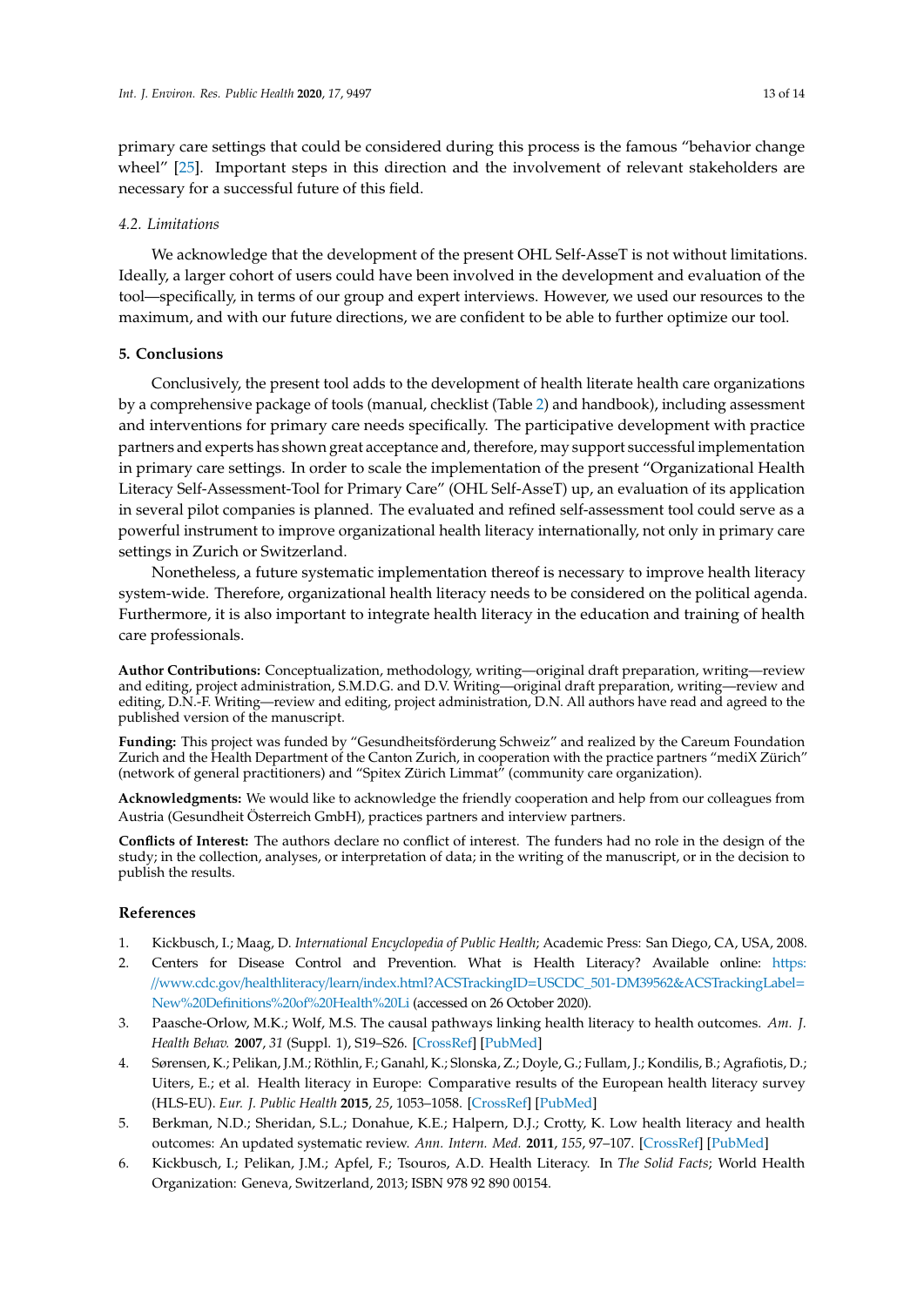primary care settings that could be considered during this process is the famous "behavior change wheel" [25]. Important steps in this direction and the involvement of relevant stakeholders are necessary for a successful future of this field.

### 4.2. Limitations

We acknowledge that the development of the present OHL Self-AsseT is not without limitations. Ideally, a larger cohort of users could have been involved in the development and evaluation of the tool—specifically, in terms of our group and expert interviews. However, we used our resources to the maximum, and with our future directions, we are confident to be able to further optimize our tool.

## 5. Conclusions

Conclusively, the present tool adds to the development of health literate health care organizations by a comprehensive package of tools (manual, checklist (Table 2) and handbook), including assessment and interventions for primary care needs specifically. The participative development with practice partners and experts has shown great acceptance and, therefore, may support successful implementation in primary care settings. In order to scale the implementation of the present "Organizational Health Literacy Self-Assessment-Tool for Primary Care" (OHL Self-AsseT) up, an evaluation of its application in several pilot companies is planned. The evaluated and refined self-assessment tool could serve as a powerful instrument to improve organizational health literacy internationally, not only in primary care settings in Zurich or Switzerland.

Nonetheless, a future systematic implementation thereof is necessary to improve health literacy system-wide. Therefore, organizational health literacy needs to be considered on the political agenda. Furthermore, it is also important to integrate health literacy in the education and training of health care professionals.

**Author Contributions:** Conceptualization, methodology, writing—original draft preparation, writing—review and editing, project administration, S.M.D.G. and D.V. Writing—original draft preparation, writing—review and editing, D.N.-F. Writing—review and editing, project administration, D.N. All authors have read and agreed to the published version of the manuscript.

**Funding:** This project was funded by "Gesundheitsförderung Schweiz" and realized by the Careum Foundation Zurich and the Health Department of the Canton Zurich, in cooperation with the practice partners "mediX Zürich" (network of general practitioners) and "Spitex Zürich Limmat" (community care organization).

**Acknowledgments:** We would like to acknowledge the friendly cooperation and help from our colleagues from Austria (Gesundheit Österreich GmbH), practices partners and interview partners.

**Conflicts of Interest:** The authors declare no conflict of interest. The funders had no role in the design of the study; in the collection, analyses, or interpretation of data; in the writing of the manuscript, or in the decision to publish the results.

## References

1. Kickbusch, I.; Maag, D. *International Encyclopedia of Public Health*; Academic Press: San Diego, CA, USA, 2008.
2. Centers for Disease Control and Prevention. What is Health Literacy? Available online: https://www.cdc.gov/healthliteracy/learn/index.html?ACSTrackingID=USCDC_501-DM39562&ACSTrackingLabel=New%20Definitions%20of%20Health%20Li (accessed on 26 October 2020).
3. Paasche-Orlow, M.K.; Wolf, M.S. The causal pathways linking health literacy to health outcomes. *Am. J. Health Behav.* **2007**, *31* (Suppl. 1), S19–S26. [CrossRef] [PubMed]
4. Sørensen, K.; Pelikan, J.M.; Röthlin, F.; Ganahl, K.; Slonska, Z.; Doyle, G.; Fullam, J.; Kondilis, B.; Agrafiotis, D.; Uiters, E.; et al. Health literacy in Europe: Comparative results of the European health literacy survey (HLS-EU). *Eur. J. Public Health* **2015**, *25*, 1053–1058. [CrossRef] [PubMed]
5. Berkman, N.D.; Sheridan, S.L.; Donahue, K.E.; Halpern, D.J.; Crotty, K. Low health literacy and health outcomes: An updated systematic review. *Ann. Intern. Med.* **2011**, *155*, 97–107. [CrossRef] [PubMed]
6. Kickbusch, I.; Pelikan, J.M.; Apfel, F.; Tsouros, A.D. Health Literacy. In *The Solid Facts*; World Health Organization: Geneva, Switzerland, 2013; ISBN 978 92 890 00154.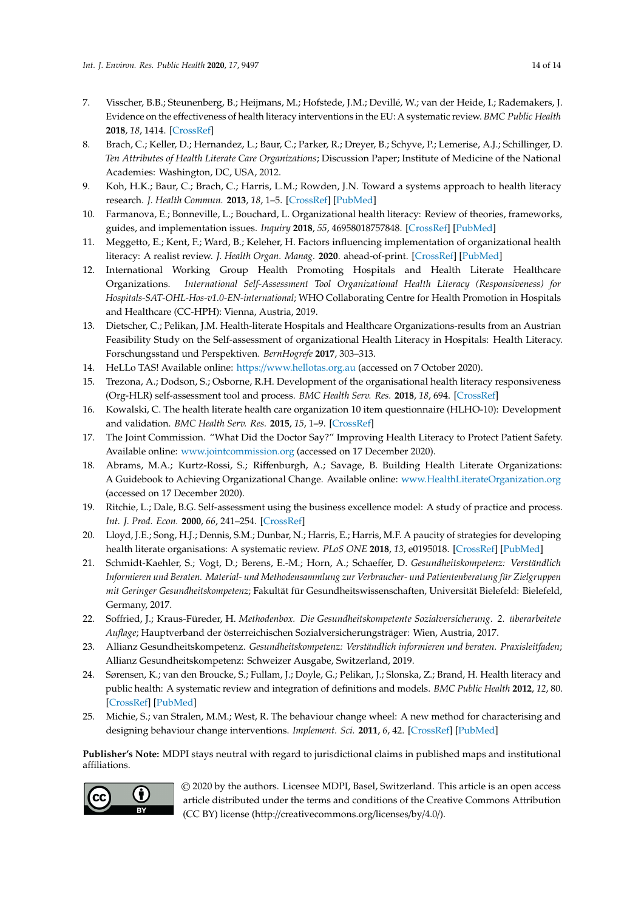7. Visscher, B.B.; Steunenberg, B.; Heijmans, M.; Hofstede, J.M.; Devillé, W.; van der Heide, I.; Rademakers, J. Evidence on the effectiveness of health literacy interventions in the EU: A systematic review. *BMC Public Health* **2018**, *18*, 1414. [CrossRef]
8. Brach, C.; Keller, D.; Hernandez, L.; Baur, C.; Parker, R.; Dreyer, B.; Schyve, P.; Lemerise, A.J.; Schillinger, D. *Ten Attributes of Health Literate Care Organizations*; Discussion Paper; Institute of Medicine of the National Academies: Washington, DC, USA, 2012.
9. Koh, H.K.; Baur, C.; Brach, C.; Harris, L.M.; Rowden, J.N. Toward a systems approach to health literacy research. *J. Health Commun.* **2013**, *18*, 1–5. [CrossRef] [PubMed]
10. Farmanova, E.; Bonneville, L.; Bouchard, L. Organizational health literacy: Review of theories, frameworks, guides, and implementation issues. *Inquiry* **2018**, *55*, 46958018757848. [CrossRef] [PubMed]
11. Meggetto, E.; Kent, F.; Ward, B.; Keleher, H. Factors influencing implementation of organizational health literacy: A realist review. *J. Health Organ. Manag.* **2020**. ahead-of-print. [CrossRef] [PubMed]
12. International Working Group Health Promoting Hospitals and Health Literate Healthcare Organizations. *International Self-Assessment Tool Organizational Health Literacy (Responsiveness) for Hospitals-SAT-OHL-Hos-v1.0-EN-international*; WHO Collaborating Centre for Health Promotion in Hospitals and Healthcare (CC-HPH): Vienna, Austria, 2019.
13. Dietscher, C.; Pelikan, J.M. Health-literate Hospitals and Healthcare Organizations-results from an Austrian Feasibility Study on the Self-assessment of organizational Health Literacy in Hospitals: Health Literacy. Forschungsstand und Perspektiven. *BernHogrefe* **2017**, 303–313.
14. HeLLo TAS! Available online: https://www.hellotas.org.au (accessed on 7 October 2020).
15. Trezona, A.; Dodson, S.; Osborne, R.H. Development of the organisational health literacy responsiveness (Org-HLR) self-assessment tool and process. *BMC Health Serv. Res.* **2018**, *18*, 694. [CrossRef]
16. Kowalski, C. The health literate health care organization 10 item questionnaire (HLHO-10): Development and validation. *BMC Health Serv. Res.* **2015**, *15*, 1–9. [CrossRef]
17. The Joint Commission. "What Did the Doctor Say?" Improving Health Literacy to Protect Patient Safety. Available online: www.jointcommission.org (accessed on 17 December 2020).
18. Abrams, M.A.; Kurtz-Rossi, S.; Riffenburgh, A.; Savage, B. Building Health Literate Organizations: A Guidebook to Achieving Organizational Change. Available online: www.HealthLiterateOrganization.org (accessed on 17 December 2020).
19. Ritchie, L.; Dale, B.G. Self-assessment using the business excellence model: A study of practice and process. *Int. J. Prod. Econ.* **2000**, *66*, 241–254. [CrossRef]
20. Lloyd, J.E.; Song, H.J.; Dennis, S.M.; Dunbar, N.; Harris, E.; Harris, M.F. A paucity of strategies for developing health literate organisations: A systematic review. *PLoS ONE* **2018**, *13*, e0195018. [CrossRef] [PubMed]
21. Schmidt-Kaehler, S.; Vogt, D.; Berens, E.-M.; Horn, A.; Schaeffer, D. *Gesundheitskompetenz: Verständlich Informieren und Beraten. Material- und Methodensammlung zur Verbraucher- und Patientenberatung für Zielgruppen mit Geringer Gesundheitskompetenz*; Fakultät für Gesundheitswissenschaften, Universität Bielefeld: Bielefeld, Germany, 2017.
22. Soffried, J.; Kraus-Füreder, H. *Methodenbox. Die Gesundheitskompetente Sozialversicherung. 2. überarbeitete Auflage*; Hauptverband der österreichischen Sozialversicherungsträger: Wien, Austria, 2017.
23. Allianz Gesundheitskompetenz. *Gesundheitskompetenz: Verständlich informieren und beraten. Praxisleitfaden*; Allianz Gesundheitskompetenz: Schweizer Ausgabe, Switzerland, 2019.
24. Sørensen, K.; van den Broucke, S.; Fullam, J.; Doyle, G.; Pelikan, J.; Slonska, Z.; Brand, H. Health literacy and public health: A systematic review and integration of definitions and models. *BMC Public Health* **2012**, *12*, 80. [CrossRef] [PubMed]
25. Michie, S.; van Stralen, M.M.; West, R. The behaviour change wheel: A new method for characterising and designing behaviour change interventions. *Implement. Sci.* **2011**, *6*, 42. [CrossRef] [PubMed]

**Publisher's Note:** MDPI stays neutral with regard to jurisdictional claims in published maps and institutional affiliations.

© 2020 by the authors. Licensee MDPI, Basel, Switzerland. This article is an open access article distributed under the terms and conditions of the Creative Commons Attribution (CC BY) license (http://creativecommons.org/licenses/by/4.0/).